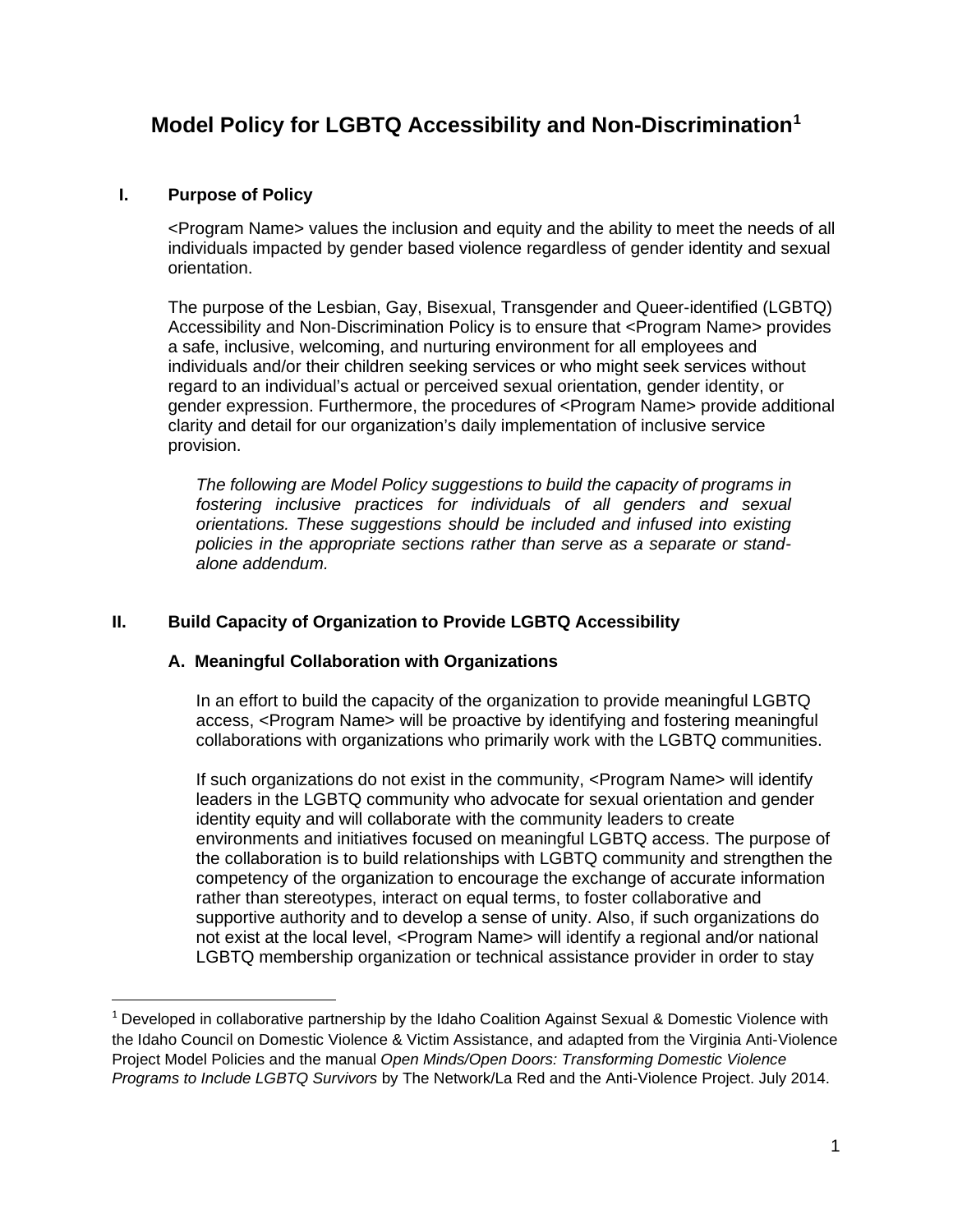# Model Policy for LGBTQ Accessibility and Non-Discrimination[1]

## I. Purpose of Policy

<Program Name> values the inclusion and equity and the ability to meet the needs of all individuals impacted by gender based violence regardless of gender identity and sexual orientation.

The purpose of the Lesbian, Gay, Bisexual, Transgender and Queer-identified (LGBTQ) Accessibility and Non-Discrimination Policy is to ensure that <Program Name> provides a safe, inclusive, welcoming, and nurturing environment for all employees and individuals and/or their children seeking services or who might seek services without regard to an individual's actual or perceived sexual orientation, gender identity, or gender expression. Furthermore, the procedures of <Program Name> provide additional clarity and detail for our organization's daily implementation of inclusive service provision.

*The following are Model Policy suggestions to build the capacity of programs in fostering inclusive practices for individuals of all genders and sexual orientations. These suggestions should be included and infused into existing policies in the appropriate sections rather than serve as a separate or stand-alone addendum.*

## II. Build Capacity of Organization to Provide LGBTQ Accessibility

### A. Meaningful Collaboration with Organizations

In an effort to build the capacity of the organization to provide meaningful LGBTQ access, <Program Name> will be proactive by identifying and fostering meaningful collaborations with organizations who primarily work with the LGBTQ communities.

If such organizations do not exist in the community, <Program Name> will identify leaders in the LGBTQ community who advocate for sexual orientation and gender identity equity and will collaborate with the community leaders to create environments and initiatives focused on meaningful LGBTQ access. The purpose of the collaboration is to build relationships with LGBTQ community and strengthen the competency of the organization to encourage the exchange of accurate information rather than stereotypes, interact on equal terms, to foster collaborative and supportive authority and to develop a sense of unity. Also, if such organizations do not exist at the local level, <Program Name> will identify a regional and/or national LGBTQ membership organization or technical assistance provider in order to stay

---

[1] Developed in collaborative partnership by the Idaho Coalition Against Sexual & Domestic Violence with the Idaho Council on Domestic Violence & Victim Assistance, and adapted from the Virginia Anti-Violence Project Model Policies and the manual *Open Minds/Open Doors: Transforming Domestic Violence Programs to Include LGBTQ Survivors* by The Network/La Red and the Anti-Violence Project. July 2014.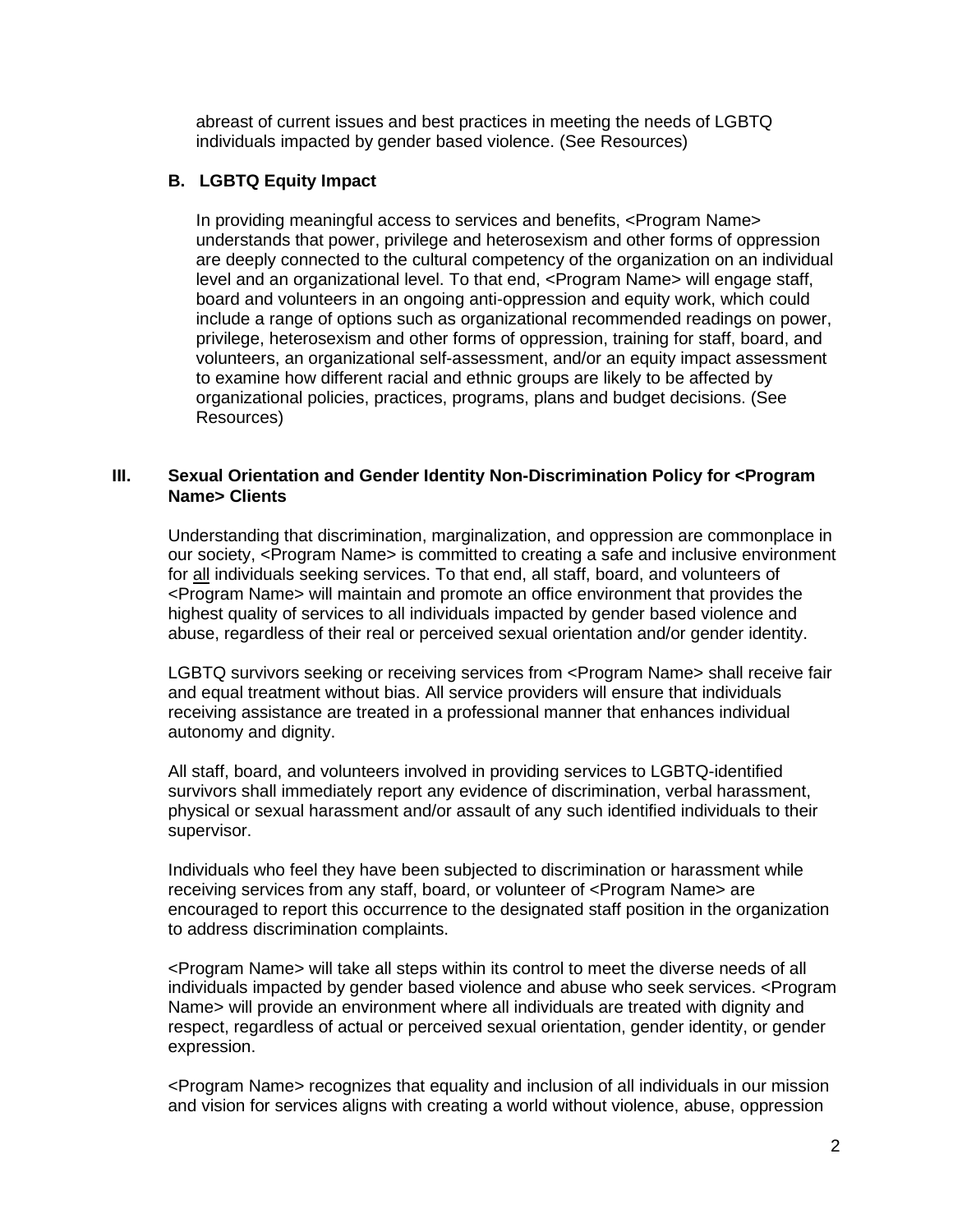abreast of current issues and best practices in meeting the needs of LGBTQ individuals impacted by gender based violence. (See Resources)

### B. LGBTQ Equity Impact

In providing meaningful access to services and benefits, <Program Name> understands that power, privilege and heterosexism and other forms of oppression are deeply connected to the cultural competency of the organization on an individual level and an organizational level. To that end, <Program Name> will engage staff, board and volunteers in an ongoing anti-oppression and equity work, which could include a range of options such as organizational recommended readings on power, privilege, heterosexism and other forms of oppression, training for staff, board, and volunteers, an organizational self-assessment, and/or an equity impact assessment to examine how different racial and ethnic groups are likely to be affected by organizational policies, practices, programs, plans and budget decisions. (See Resources)

## III. Sexual Orientation and Gender Identity Non-Discrimination Policy for <Program Name> Clients

Understanding that discrimination, marginalization, and oppression are commonplace in our society, <Program Name> is committed to creating a safe and inclusive environment for <u>all</u> individuals seeking services. To that end, all staff, board, and volunteers of <Program Name> will maintain and promote an office environment that provides the highest quality of services to all individuals impacted by gender based violence and abuse, regardless of their real or perceived sexual orientation and/or gender identity.

LGBTQ survivors seeking or receiving services from <Program Name> shall receive fair and equal treatment without bias. All service providers will ensure that individuals receiving assistance are treated in a professional manner that enhances individual autonomy and dignity.

All staff, board, and volunteers involved in providing services to LGBTQ-identified survivors shall immediately report any evidence of discrimination, verbal harassment, physical or sexual harassment and/or assault of any such identified individuals to their supervisor.

Individuals who feel they have been subjected to discrimination or harassment while receiving services from any staff, board, or volunteer of <Program Name> are encouraged to report this occurrence to the designated staff position in the organization to address discrimination complaints.

<Program Name> will take all steps within its control to meet the diverse needs of all individuals impacted by gender based violence and abuse who seek services. <Program Name> will provide an environment where all individuals are treated with dignity and respect, regardless of actual or perceived sexual orientation, gender identity, or gender expression.

<Program Name> recognizes that equality and inclusion of all individuals in our mission and vision for services aligns with creating a world without violence, abuse, oppression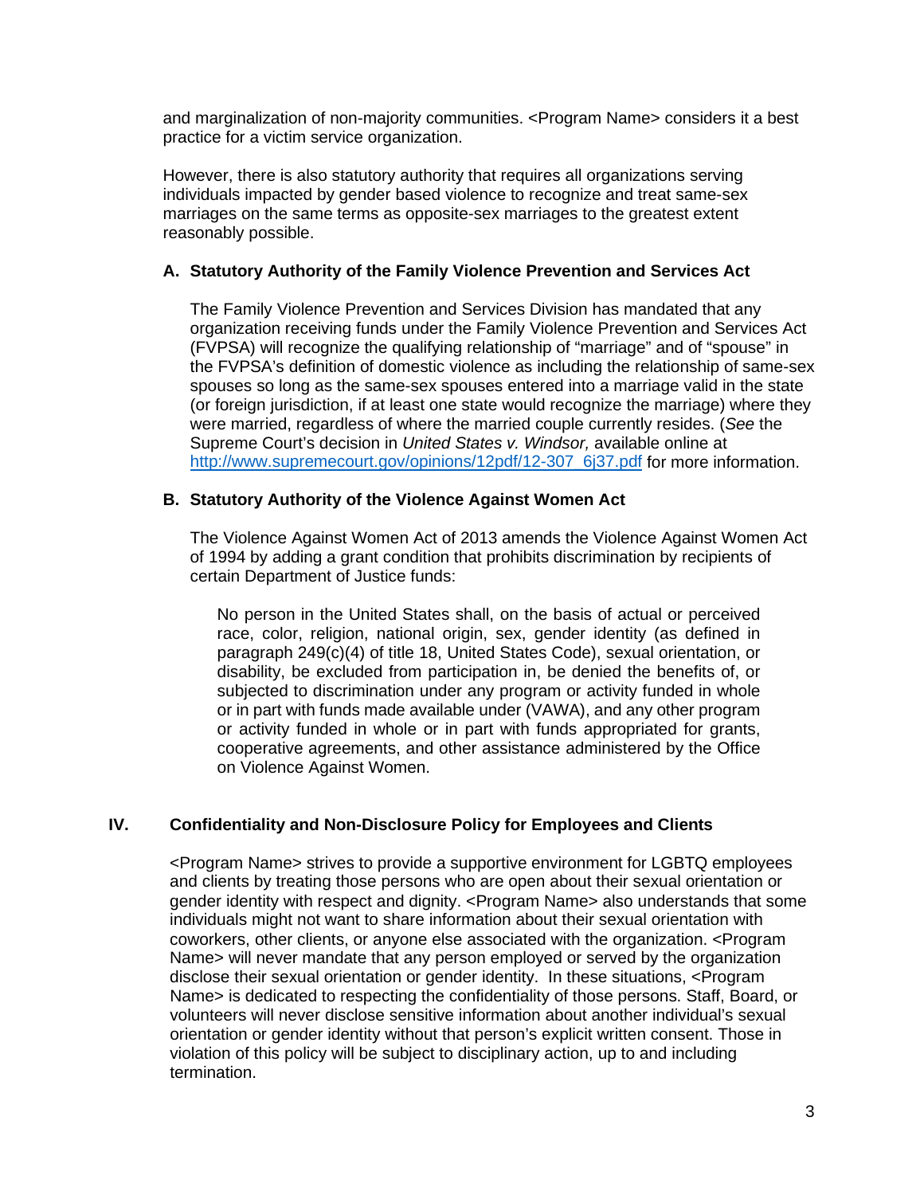and marginalization of non-majority communities. <Program Name> considers it a best practice for a victim service organization.

However, there is also statutory authority that requires all organizations serving individuals impacted by gender based violence to recognize and treat same-sex marriages on the same terms as opposite-sex marriages to the greatest extent reasonably possible.

### A. Statutory Authority of the Family Violence Prevention and Services Act

The Family Violence Prevention and Services Division has mandated that any organization receiving funds under the Family Violence Prevention and Services Act (FVPSA) will recognize the qualifying relationship of "marriage" and of "spouse" in the FVPSA's definition of domestic violence as including the relationship of same-sex spouses so long as the same-sex spouses entered into a marriage valid in the state (or foreign jurisdiction, if at least one state would recognize the marriage) where they were married, regardless of where the married couple currently resides. (*See* the Supreme Court's decision in *United States v. Windsor,* available online at [http://www.supremecourt.gov/opinions/12pdf/12-307_6j37.pdf](http://www.supremecourt.gov/opinions/12pdf/12-307_6j37.pdf) for more information.

### B. Statutory Authority of the Violence Against Women Act

The Violence Against Women Act of 2013 amends the Violence Against Women Act of 1994 by adding a grant condition that prohibits discrimination by recipients of certain Department of Justice funds:

> No person in the United States shall, on the basis of actual or perceived race, color, religion, national origin, sex, gender identity (as defined in paragraph 249(c)(4) of title 18, United States Code), sexual orientation, or disability, be excluded from participation in, be denied the benefits of, or subjected to discrimination under any program or activity funded in whole or in part with funds made available under (VAWA), and any other program or activity funded in whole or in part with funds appropriated for grants, cooperative agreements, and other assistance administered by the Office on Violence Against Women.

## IV. Confidentiality and Non-Disclosure Policy for Employees and Clients

<Program Name> strives to provide a supportive environment for LGBTQ employees and clients by treating those persons who are open about their sexual orientation or gender identity with respect and dignity. <Program Name> also understands that some individuals might not want to share information about their sexual orientation with coworkers, other clients, or anyone else associated with the organization. <Program Name> will never mandate that any person employed or served by the organization disclose their sexual orientation or gender identity. In these situations, <Program Name> is dedicated to respecting the confidentiality of those persons. Staff, Board, or volunteers will never disclose sensitive information about another individual's sexual orientation or gender identity without that person's explicit written consent. Those in violation of this policy will be subject to disciplinary action, up to and including termination.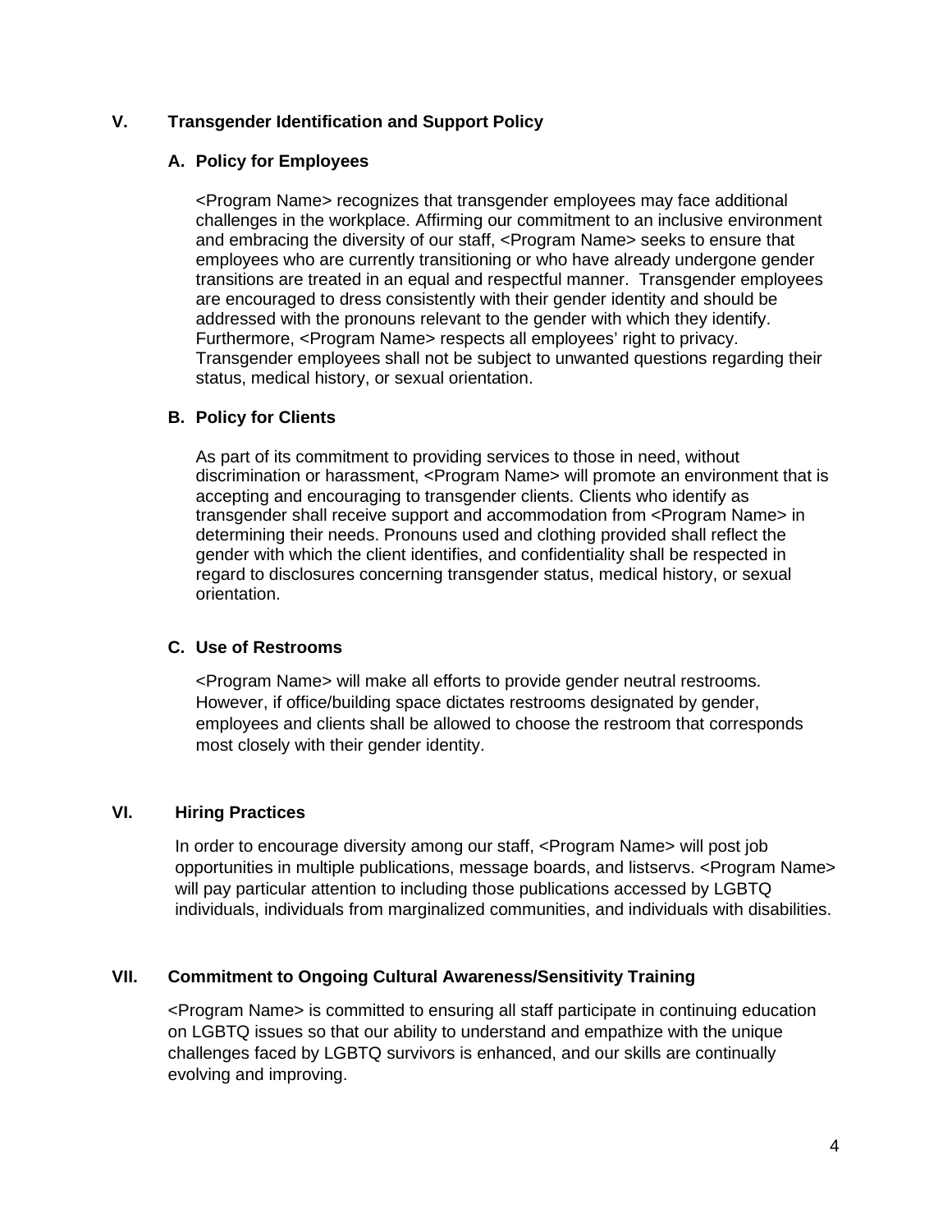## V. Transgender Identification and Support Policy

### A. Policy for Employees

<Program Name> recognizes that transgender employees may face additional challenges in the workplace. Affirming our commitment to an inclusive environment and embracing the diversity of our staff, <Program Name> seeks to ensure that employees who are currently transitioning or who have already undergone gender transitions are treated in an equal and respectful manner. Transgender employees are encouraged to dress consistently with their gender identity and should be addressed with the pronouns relevant to the gender with which they identify. Furthermore, <Program Name> respects all employees' right to privacy. Transgender employees shall not be subject to unwanted questions regarding their status, medical history, or sexual orientation.

### B. Policy for Clients

As part of its commitment to providing services to those in need, without discrimination or harassment, <Program Name> will promote an environment that is accepting and encouraging to transgender clients. Clients who identify as transgender shall receive support and accommodation from <Program Name> in determining their needs. Pronouns used and clothing provided shall reflect the gender with which the client identifies, and confidentiality shall be respected in regard to disclosures concerning transgender status, medical history, or sexual orientation.

### C. Use of Restrooms

<Program Name> will make all efforts to provide gender neutral restrooms. However, if office/building space dictates restrooms designated by gender, employees and clients shall be allowed to choose the restroom that corresponds most closely with their gender identity.

## VI. Hiring Practices

In order to encourage diversity among our staff, <Program Name> will post job opportunities in multiple publications, message boards, and listservs. <Program Name> will pay particular attention to including those publications accessed by LGBTQ individuals, individuals from marginalized communities, and individuals with disabilities.

## VII. Commitment to Ongoing Cultural Awareness/Sensitivity Training

<Program Name> is committed to ensuring all staff participate in continuing education on LGBTQ issues so that our ability to understand and empathize with the unique challenges faced by LGBTQ survivors is enhanced, and our skills are continually evolving and improving.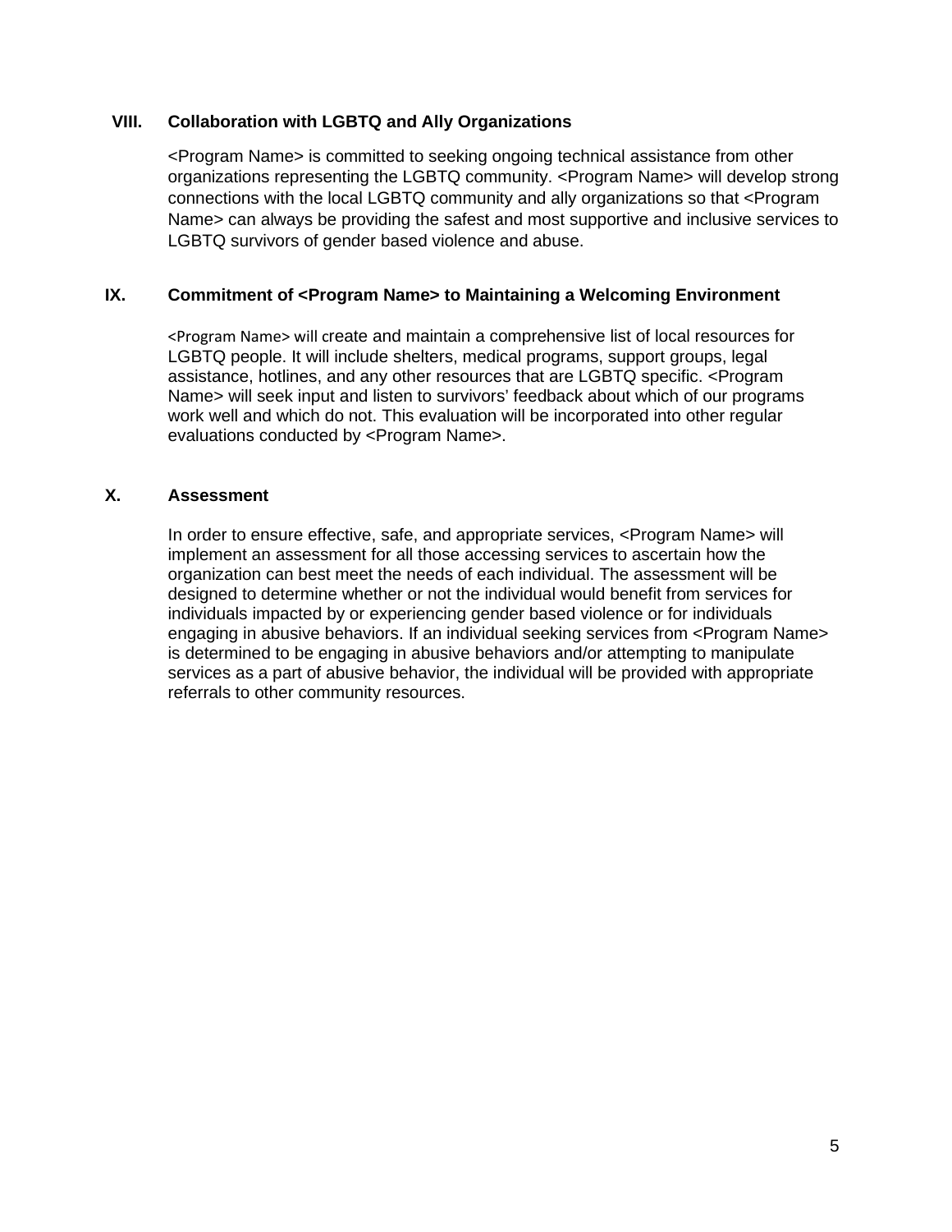## VIII. Collaboration with LGBTQ and Ally Organizations

<Program Name> is committed to seeking ongoing technical assistance from other organizations representing the LGBTQ community. <Program Name> will develop strong connections with the local LGBTQ community and ally organizations so that <Program Name> can always be providing the safest and most supportive and inclusive services to LGBTQ survivors of gender based violence and abuse.

## IX. Commitment of <Program Name> to Maintaining a Welcoming Environment

<Program Name> will create and maintain a comprehensive list of local resources for LGBTQ people. It will include shelters, medical programs, support groups, legal assistance, hotlines, and any other resources that are LGBTQ specific. <Program Name> will seek input and listen to survivors' feedback about which of our programs work well and which do not. This evaluation will be incorporated into other regular evaluations conducted by <Program Name>.

## X. Assessment

In order to ensure effective, safe, and appropriate services, <Program Name> will implement an assessment for all those accessing services to ascertain how the organization can best meet the needs of each individual. The assessment will be designed to determine whether or not the individual would benefit from services for individuals impacted by or experiencing gender based violence or for individuals engaging in abusive behaviors. If an individual seeking services from <Program Name> is determined to be engaging in abusive behaviors and/or attempting to manipulate services as a part of abusive behavior, the individual will be provided with appropriate referrals to other community resources.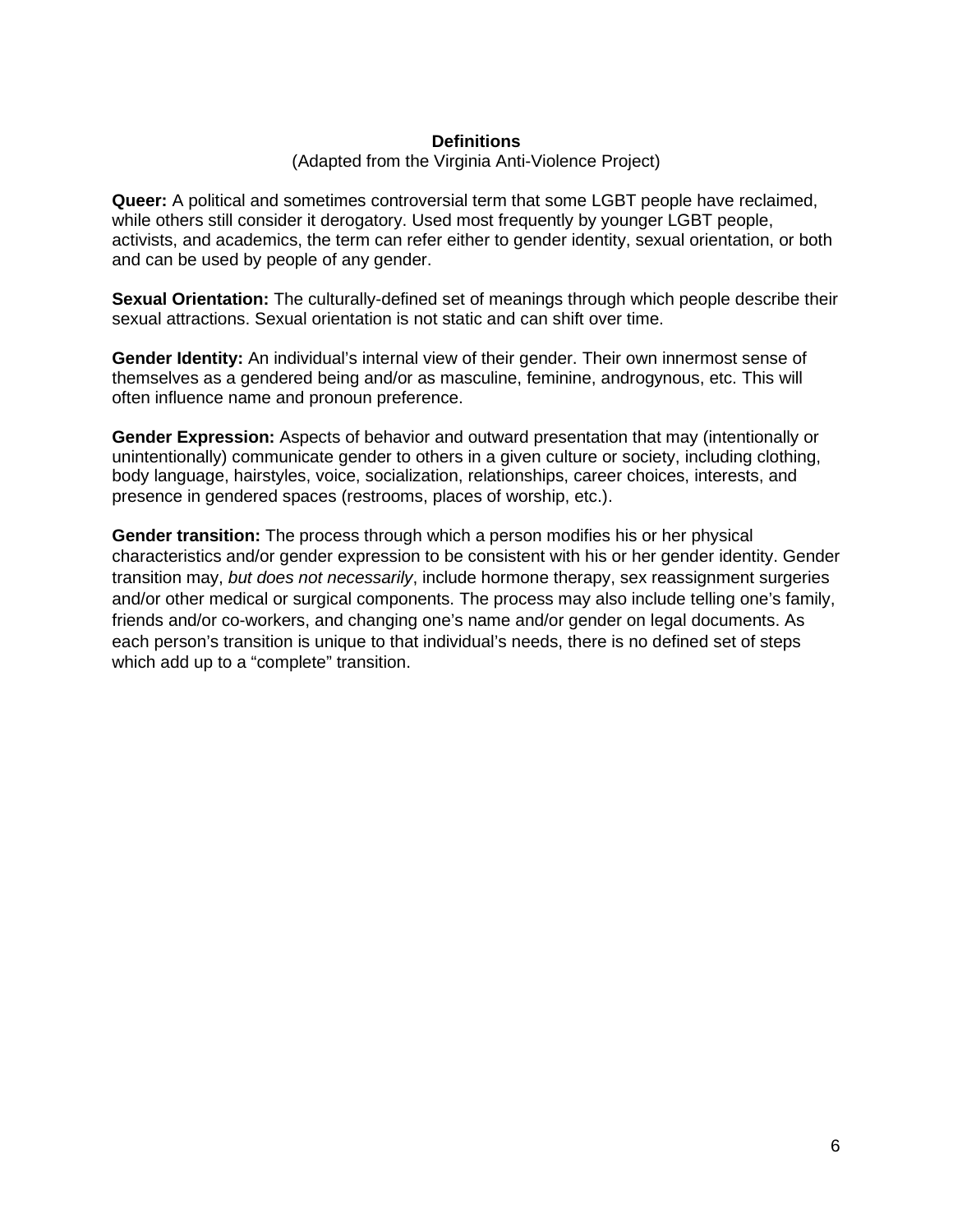## Definitions

(Adapted from the Virginia Anti-Violence Project)

**Queer:** A political and sometimes controversial term that some LGBT people have reclaimed, while others still consider it derogatory. Used most frequently by younger LGBT people, activists, and academics, the term can refer either to gender identity, sexual orientation, or both and can be used by people of any gender.

**Sexual Orientation:** The culturally-defined set of meanings through which people describe their sexual attractions. Sexual orientation is not static and can shift over time.

**Gender Identity:** An individual's internal view of their gender. Their own innermost sense of themselves as a gendered being and/or as masculine, feminine, androgynous, etc. This will often influence name and pronoun preference.

**Gender Expression:** Aspects of behavior and outward presentation that may (intentionally or unintentionally) communicate gender to others in a given culture or society, including clothing, body language, hairstyles, voice, socialization, relationships, career choices, interests, and presence in gendered spaces (restrooms, places of worship, etc.).

**Gender transition:** The process through which a person modifies his or her physical characteristics and/or gender expression to be consistent with his or her gender identity. Gender transition may, *but does not necessarily*, include hormone therapy, sex reassignment surgeries and/or other medical or surgical components. The process may also include telling one's family, friends and/or co-workers, and changing one's name and/or gender on legal documents. As each person's transition is unique to that individual's needs, there is no defined set of steps which add up to a "complete" transition.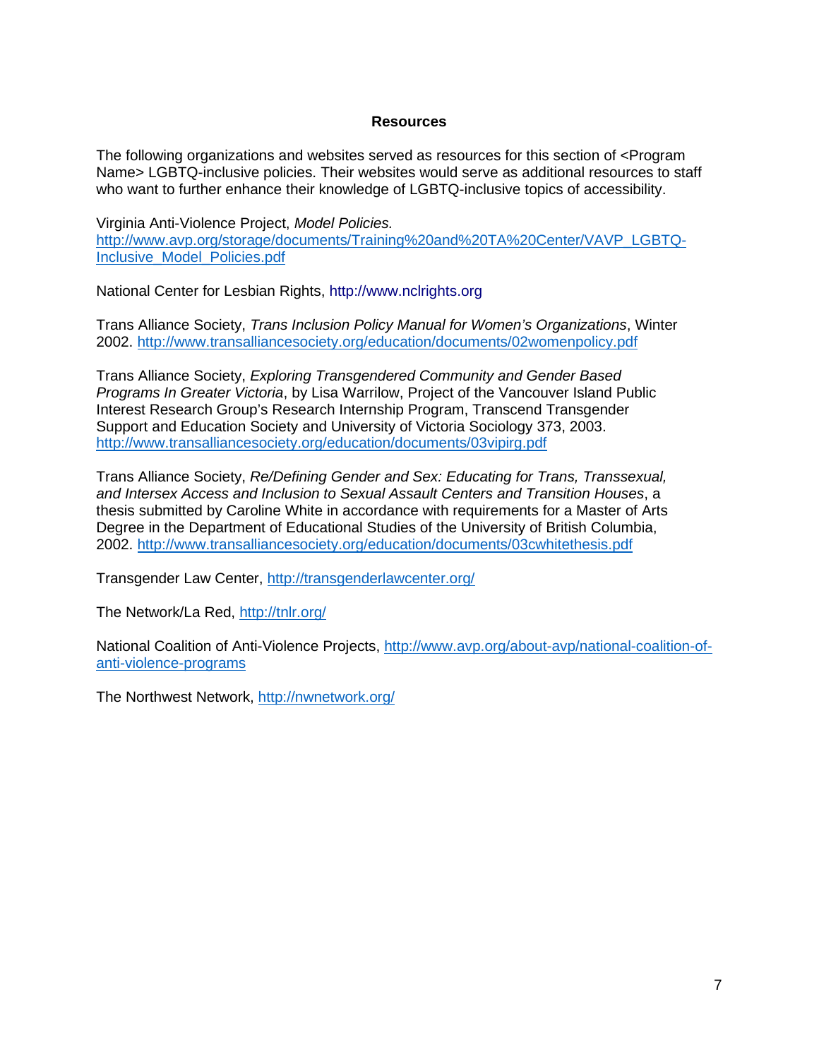## Resources

The following organizations and websites served as resources for this section of <Program Name> LGBTQ-inclusive policies. Their websites would serve as additional resources to staff who want to further enhance their knowledge of LGBTQ-inclusive topics of accessibility.

Virginia Anti-Violence Project, *Model Policies.* http://www.avp.org/storage/documents/Training%20and%20TA%20Center/VAVP_LGBTQ-Inclusive_Model_Policies.pdf

National Center for Lesbian Rights, http://www.nclrights.org

Trans Alliance Society, *Trans Inclusion Policy Manual for Women's Organizations*, Winter 2002. http://www.transalliancesociety.org/education/documents/02womenpolicy.pdf

Trans Alliance Society, *Exploring Transgendered Community and Gender Based Programs In Greater Victoria*, by Lisa Warrilow, Project of the Vancouver Island Public Interest Research Group's Research Internship Program, Transcend Transgender Support and Education Society and University of Victoria Sociology 373, 2003. http://www.transalliancesociety.org/education/documents/03vipirg.pdf

Trans Alliance Society, *Re/Defining Gender and Sex: Educating for Trans, Transsexual, and Intersex Access and Inclusion to Sexual Assault Centers and Transition Houses*, a thesis submitted by Caroline White in accordance with requirements for a Master of Arts Degree in the Department of Educational Studies of the University of British Columbia, 2002. http://www.transalliancesociety.org/education/documents/03cwhitethesis.pdf

Transgender Law Center, http://transgenderlawcenter.org/

The Network/La Red, http://tnlr.org/

National Coalition of Anti-Violence Projects, http://www.avp.org/about-avp/national-coalition-of-anti-violence-programs

The Northwest Network, http://nwnetwork.org/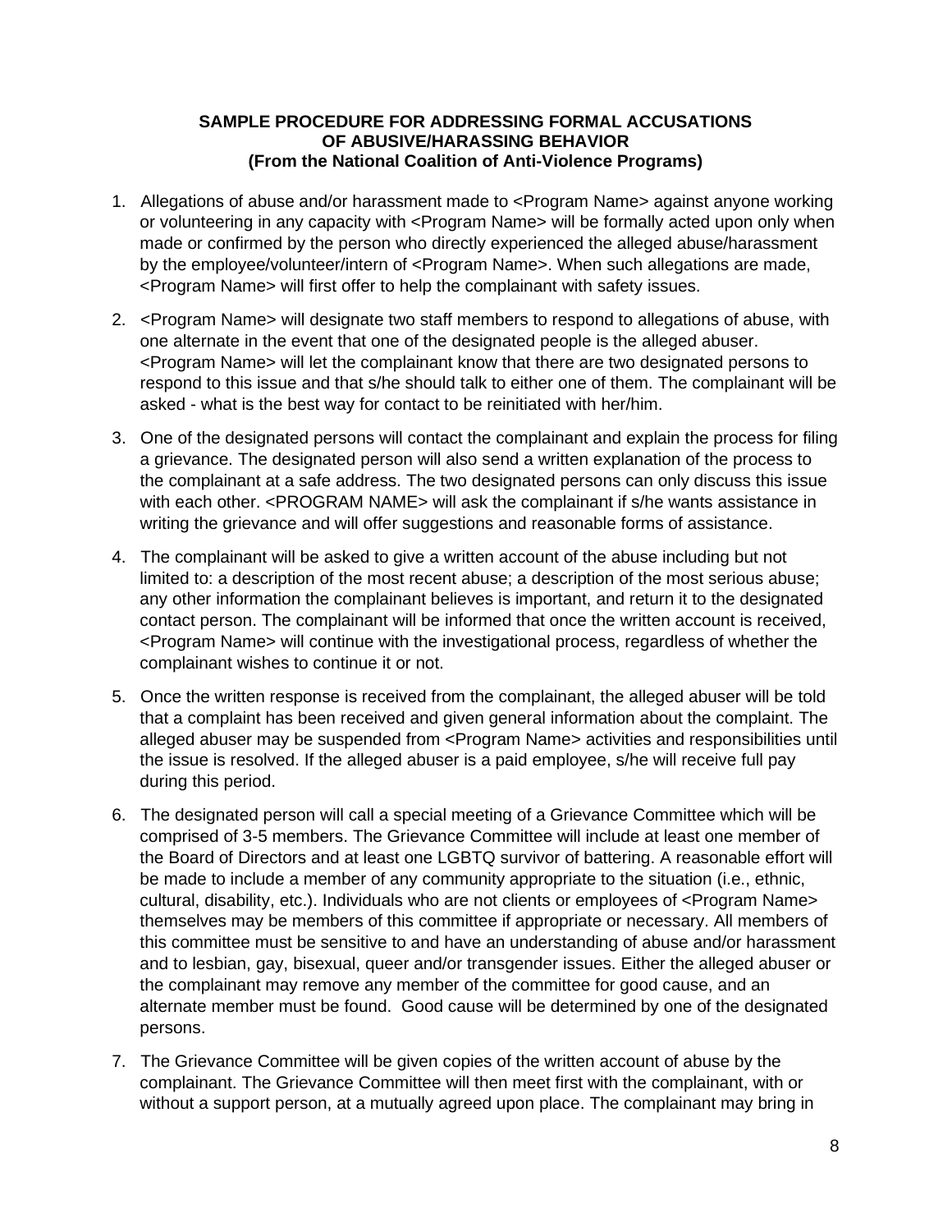**SAMPLE PROCEDURE FOR ADDRESSING FORMAL ACCUSATIONS OF ABUSIVE/HARASSING BEHAVIOR (From the National Coalition of Anti-Violence Programs)**

1. Allegations of abuse and/or harassment made to <Program Name> against anyone working or volunteering in any capacity with <Program Name> will be formally acted upon only when made or confirmed by the person who directly experienced the alleged abuse/harassment by the employee/volunteer/intern of <Program Name>. When such allegations are made, <Program Name> will first offer to help the complainant with safety issues.

2. <Program Name> will designate two staff members to respond to allegations of abuse, with one alternate in the event that one of the designated people is the alleged abuser. <Program Name> will let the complainant know that there are two designated persons to respond to this issue and that s/he should talk to either one of them. The complainant will be asked - what is the best way for contact to be reinitiated with her/him.

3. One of the designated persons will contact the complainant and explain the process for filing a grievance. The designated person will also send a written explanation of the process to the complainant at a safe address. The two designated persons can only discuss this issue with each other. <PROGRAM NAME> will ask the complainant if s/he wants assistance in writing the grievance and will offer suggestions and reasonable forms of assistance.

4. The complainant will be asked to give a written account of the abuse including but not limited to: a description of the most recent abuse; a description of the most serious abuse; any other information the complainant believes is important, and return it to the designated contact person. The complainant will be informed that once the written account is received, <Program Name> will continue with the investigational process, regardless of whether the complainant wishes to continue it or not.

5. Once the written response is received from the complainant, the alleged abuser will be told that a complaint has been received and given general information about the complaint. The alleged abuser may be suspended from <Program Name> activities and responsibilities until the issue is resolved. If the alleged abuser is a paid employee, s/he will receive full pay during this period.

6. The designated person will call a special meeting of a Grievance Committee which will be comprised of 3-5 members. The Grievance Committee will include at least one member of the Board of Directors and at least one LGBTQ survivor of battering. A reasonable effort will be made to include a member of any community appropriate to the situation (i.e., ethnic, cultural, disability, etc.). Individuals who are not clients or employees of <Program Name> themselves may be members of this committee if appropriate or necessary. All members of this committee must be sensitive to and have an understanding of abuse and/or harassment and to lesbian, gay, bisexual, queer and/or transgender issues. Either the alleged abuser or the complainant may remove any member of the committee for good cause, and an alternate member must be found. Good cause will be determined by one of the designated persons.

7. The Grievance Committee will be given copies of the written account of abuse by the complainant. The Grievance Committee will then meet first with the complainant, with or without a support person, at a mutually agreed upon place. The complainant may bring in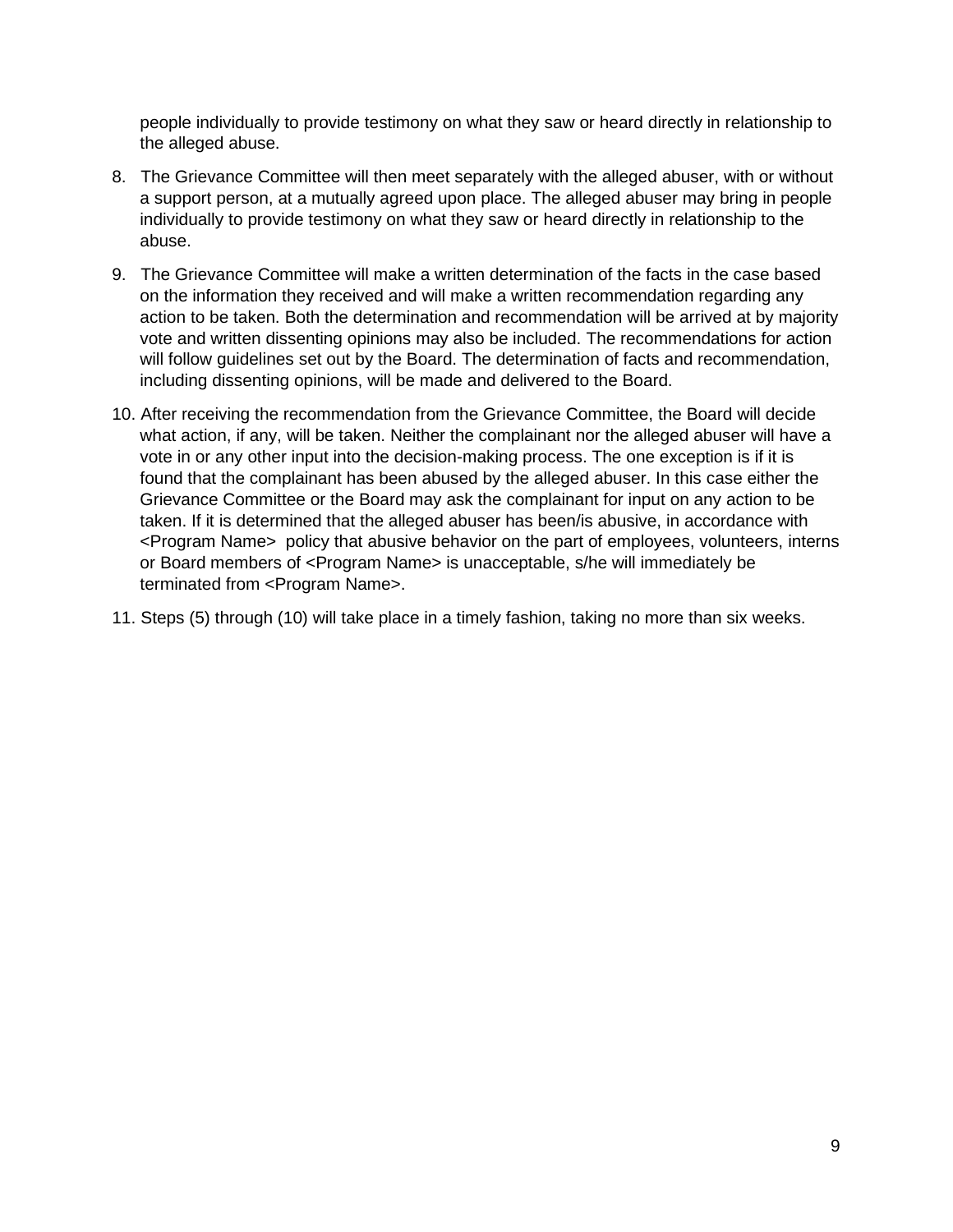people individually to provide testimony on what they saw or heard directly in relationship to the alleged abuse.

8. The Grievance Committee will then meet separately with the alleged abuser, with or without a support person, at a mutually agreed upon place. The alleged abuser may bring in people individually to provide testimony on what they saw or heard directly in relationship to the abuse.

9. The Grievance Committee will make a written determination of the facts in the case based on the information they received and will make a written recommendation regarding any action to be taken. Both the determination and recommendation will be arrived at by majority vote and written dissenting opinions may also be included. The recommendations for action will follow guidelines set out by the Board. The determination of facts and recommendation, including dissenting opinions, will be made and delivered to the Board.

10. After receiving the recommendation from the Grievance Committee, the Board will decide what action, if any, will be taken. Neither the complainant nor the alleged abuser will have a vote in or any other input into the decision-making process. The one exception is if it is found that the complainant has been abused by the alleged abuser. In this case either the Grievance Committee or the Board may ask the complainant for input on any action to be taken. If it is determined that the alleged abuser has been/is abusive, in accordance with <Program Name> policy that abusive behavior on the part of employees, volunteers, interns or Board members of <Program Name> is unacceptable, s/he will immediately be terminated from <Program Name>.

11. Steps (5) through (10) will take place in a timely fashion, taking no more than six weeks.